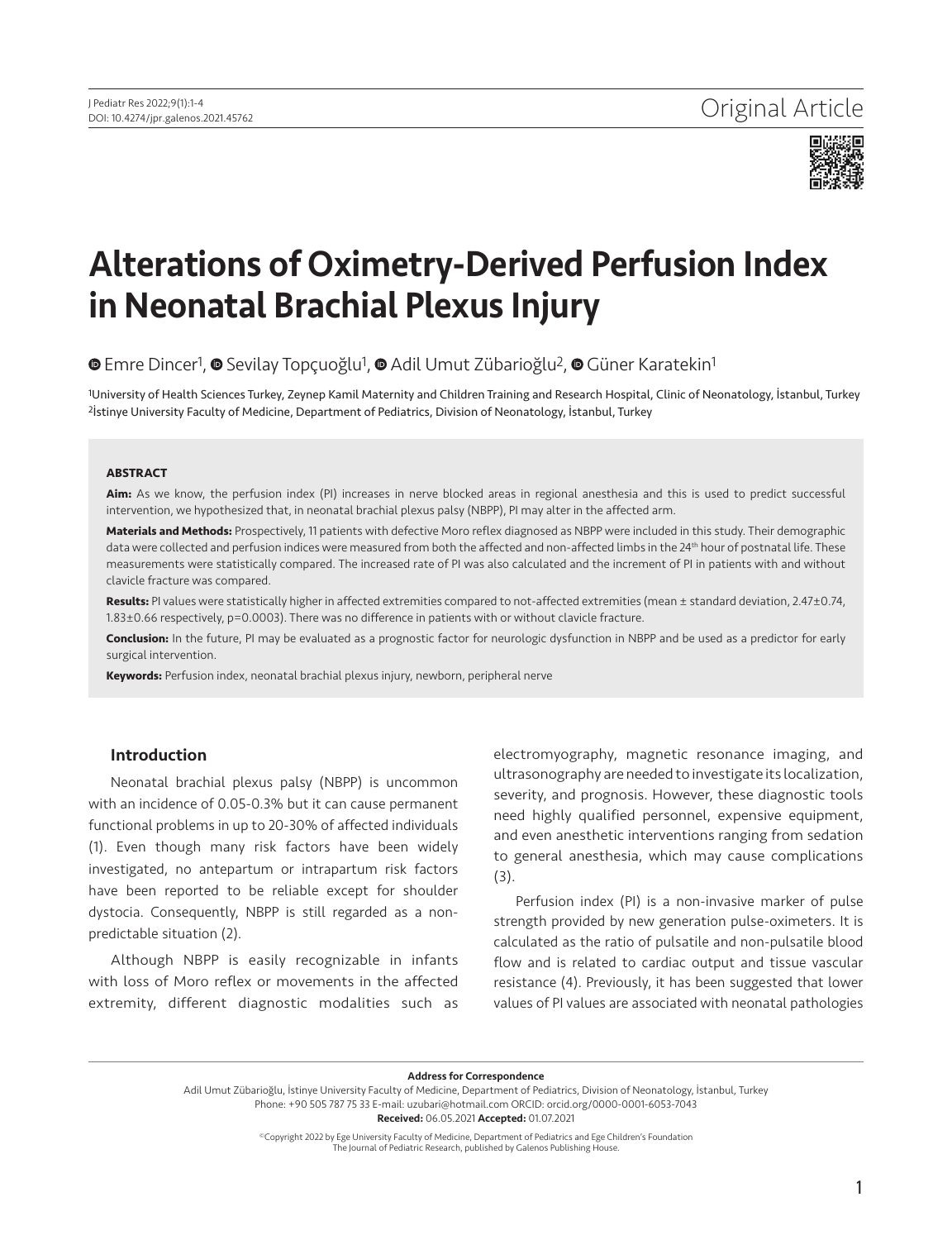Original Article

# Alterations of Oximetry-Derived Perfusion Index in Neonatal Brachial Plexus Injury

Emre Dincer[1], Sevilay Topçuoğlu[1], Adil Umut Zübarioğlu[2], Güner Karatekin[1]

[1]University of Health Sciences Turkey, Zeynep Kamil Maternity and Children Training and Research Hospital, Clinic of Neonatology, İstanbul, Turkey
[2]İstinye University Faculty of Medicine, Department of Pediatrics, Division of Neonatology, İstanbul, Turkey

**ABSTRACT**

**Aim:** As we know, the perfusion index (PI) increases in nerve blocked areas in regional anesthesia and this is used to predict successful intervention, we hypothesized that, in neonatal brachial plexus palsy (NBPP), PI may alter in the affected arm.

**Materials and Methods:** Prospectively, 11 patients with defective Moro reflex diagnosed as NBPP were included in this study. Their demographic data were collected and perfusion indices were measured from both the affected and non-affected limbs in the 24$^{th}$ hour of postnatal life. These measurements were statistically compared. The increased rate of PI was also calculated and the increment of PI in patients with and without clavicle fracture was compared.

**Results:** PI values were statistically higher in affected extremities compared to not-affected extremities (mean ± standard deviation, 2.47±0.74, 1.83±0.66 respectively, $p=0.0003$). There was no difference in patients with or without clavicle fracture.

**Conclusion:** In the future, PI may be evaluated as a prognostic factor for neurologic dysfunction in NBPP and be used as a predictor for early surgical intervention.

**Keywords:** Perfusion index, neonatal brachial plexus injury, newborn, peripheral nerve

## Introduction

Neonatal brachial plexus palsy (NBPP) is uncommon with an incidence of 0.05-0.3% but it can cause permanent functional problems in up to 20-30% of affected individuals (1). Even though many risk factors have been widely investigated, no antepartum or intrapartum risk factors have been reported to be reliable except for shoulder dystocia. Consequently, NBPP is still regarded as a non-predictable situation (2).

Although NBPP is easily recognizable in infants with loss of Moro reflex or movements in the affected extremity, different diagnostic modalities such as electromyography, magnetic resonance imaging, and ultrasonography are needed to investigate its localization, severity, and prognosis. However, these diagnostic tools need highly qualified personnel, expensive equipment, and even anesthetic interventions ranging from sedation to general anesthesia, which may cause complications (3).

Perfusion index (PI) is a non-invasive marker of pulse strength provided by new generation pulse-oximeters. It is calculated as the ratio of pulsatile and non-pulsatile blood flow and is related to cardiac output and tissue vascular resistance (4). Previously, it has been suggested that lower values of PI values are associated with neonatal pathologies

**Address for Correspondence**
Adil Umut Zübarioğlu, İstinye University Faculty of Medicine, Department of Pediatrics, Division of Neonatology, İstanbul, Turkey
Phone: +90 505 787 75 33 E-mail: uzubari@hotmail.com ORCID: orcid.org/0000-0001-6053-7043
**Received:** 06.05.2021 **Accepted:** 01.07.2021

©Copyright 2022 by Ege University Faculty of Medicine, Department of Pediatrics and Ege Children's Foundation
The Journal of Pediatric Research, published by Galenos Publishing House.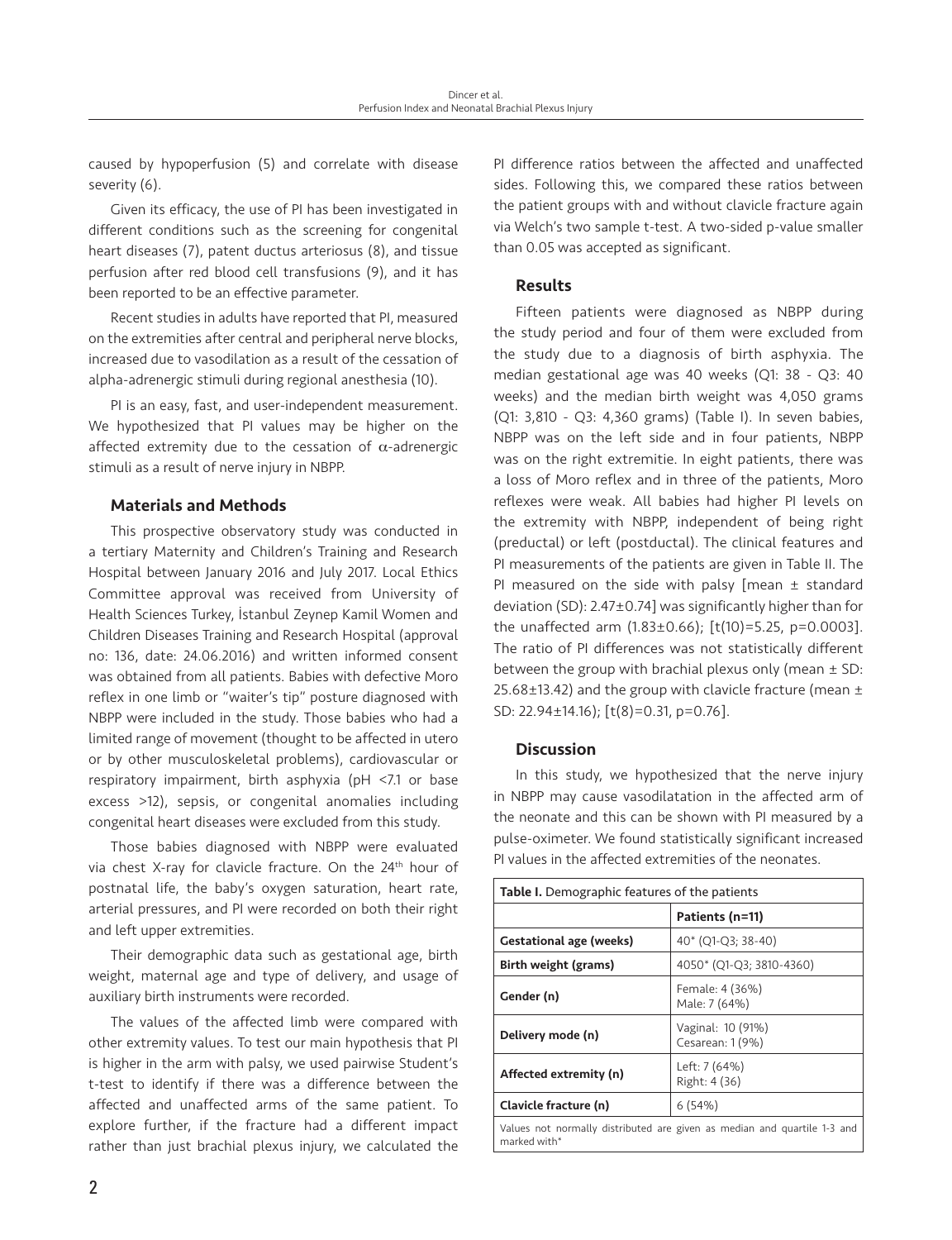caused by hypoperfusion (5) and correlate with disease severity (6).

Given its efficacy, the use of PI has been investigated in different conditions such as the screening for congenital heart diseases (7), patent ductus arteriosus (8), and tissue perfusion after red blood cell transfusions (9), and it has been reported to be an effective parameter.

Recent studies in adults have reported that PI, measured on the extremities after central and peripheral nerve blocks, increased due to vasodilation as a result of the cessation of alpha-adrenergic stimuli during regional anesthesia (10).

PI is an easy, fast, and user-independent measurement. We hypothesized that PI values may be higher on the affected extremity due to the cessation of $\alpha$-adrenergic stimuli as a result of nerve injury in NBPP.

## Materials and Methods

This prospective observatory study was conducted in a tertiary Maternity and Children's Training and Research Hospital between January 2016 and July 2017. Local Ethics Committee approval was received from University of Health Sciences Turkey, İstanbul Zeynep Kamil Women and Children Diseases Training and Research Hospital (approval no: 136, date: 24.06.2016) and written informed consent was obtained from all patients. Babies with defective Moro reflex in one limb or "waiter's tip" posture diagnosed with NBPP were included in the study. Those babies who had a limited range of movement (thought to be affected in utero or by other musculoskeletal problems), cardiovascular or respiratory impairment, birth asphyxia (pH <7.1 or base excess >12), sepsis, or congenital anomalies including congenital heart diseases were excluded from this study.

Those babies diagnosed with NBPP were evaluated via chest X-ray for clavicle fracture. On the 24th hour of postnatal life, the baby's oxygen saturation, heart rate, arterial pressures, and PI were recorded on both their right and left upper extremities.

Their demographic data such as gestational age, birth weight, maternal age and type of delivery, and usage of auxiliary birth instruments were recorded.

The values of the affected limb were compared with other extremity values. To test our main hypothesis that PI is higher in the arm with palsy, we used pairwise Student's t-test to identify if there was a difference between the affected and unaffected arms of the same patient. To explore further, if the fracture had a different impact rather than just brachial plexus injury, we calculated the PI difference ratios between the affected and unaffected sides. Following this, we compared these ratios between the patient groups with and without clavicle fracture again via Welch's two sample t-test. A two-sided p-value smaller than 0.05 was accepted as significant.

## Results

Fifteen patients were diagnosed as NBPP during the study period and four of them were excluded from the study due to a diagnosis of birth asphyxia. The median gestational age was 40 weeks (Q1: 38 - Q3: 40 weeks) and the median birth weight was 4,050 grams (Q1: 3,810 - Q3: 4,360 grams) (Table I). In seven babies, NBPP was on the left side and in four patients, NBPP was on the right extremitie. In eight patients, there was a loss of Moro reflex and in three of the patients, Moro reflexes were weak. All babies had higher PI levels on the extremity with NBPP, independent of being right (preductal) or left (postductal). The clinical features and PI measurements of the patients are given in Table II. The PI measured on the side with palsy [mean ± standard deviation (SD): 2.47±0.74] was significantly higher than for the unaffected arm (1.83±0.66); [t(10)=5.25, p=0.0003]. The ratio of PI differences was not statistically different between the group with brachial plexus only (mean ± SD: 25.68±13.42) and the group with clavicle fracture (mean ± SD: 22.94±14.16); [t(8)=0.31, p=0.76].

## Discussion

In this study, we hypothesized that the nerve injury in NBPP may cause vasodilatation in the affected arm of the neonate and this can be shown with PI measured by a pulse-oximeter. We found statistically significant increased PI values in the affected extremities of the neonates.

**Table I.** Demographic features of the patients

| | Patients (n=11) |
|---|---|
| **Gestational age (weeks)** | 40* (Q1-Q3; 38-40) |
| **Birth weight (grams)** | 4050* (Q1-Q3; 3810-4360) |
| **Gender (n)** | Female: 4 (36%)<br>Male: 7 (64%) |
| **Delivery mode (n)** | Vaginal: 10 (91%)<br>Cesarean: 1 (9%) |
| **Affected extremity (n)** | Left: 7 (64%)<br>Right: 4 (36) |
| **Clavicle fracture (n)** | 6 (54%) |

Values not normally distributed are given as median and quartile 1-3 and marked with*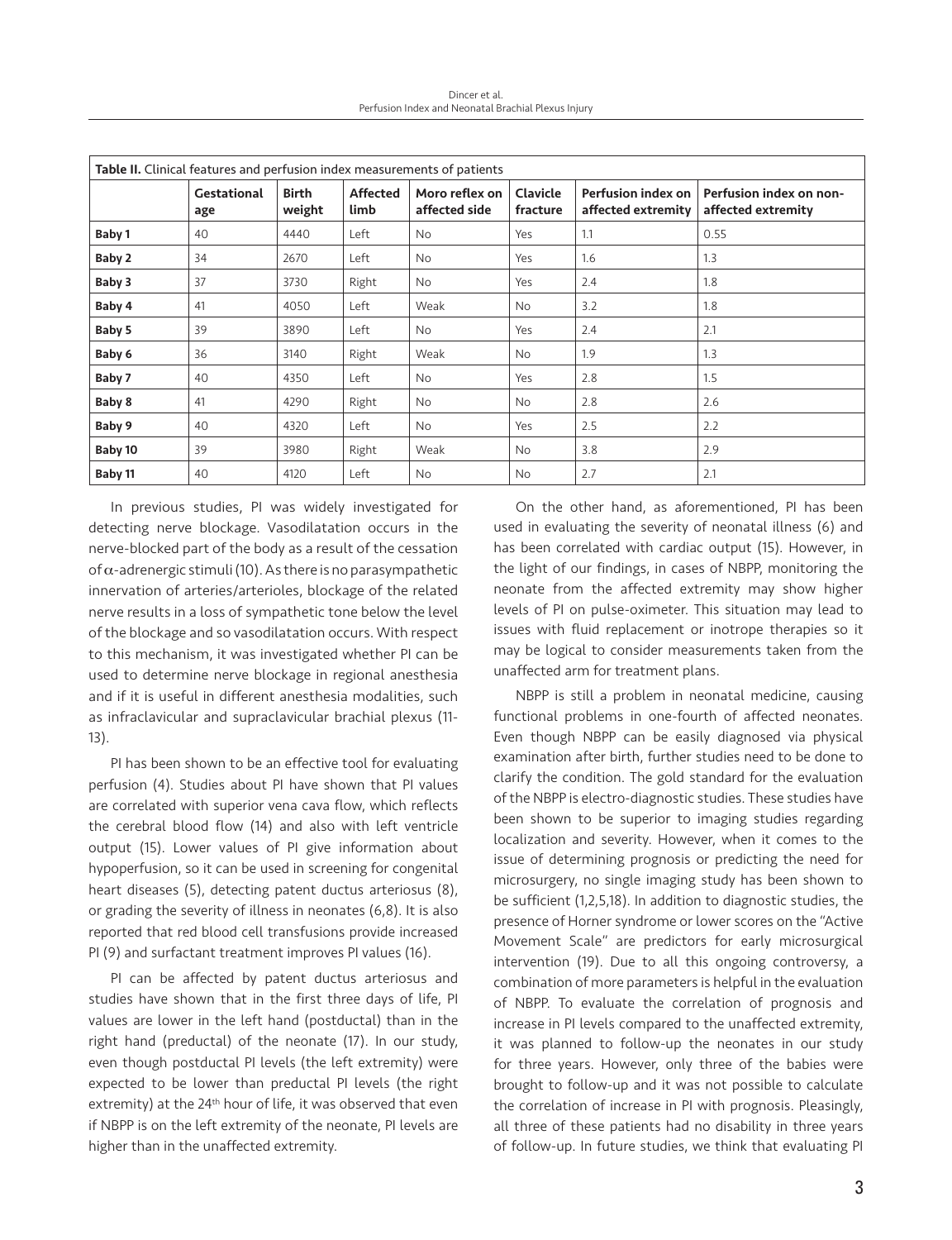**Table II.** Clinical features and perfusion index measurements of patients

| | Gestational age | Birth weight | Affected limb | Moro reflex on affected side | Clavicle fracture | Perfusion index on affected extremity | Perfusion index on non-affected extremity |
|---|---|---|---|---|---|---|---|
| **Baby 1** | 40 | 4440 | Left | No | Yes | 1.1 | 0.55 |
| **Baby 2** | 34 | 2670 | Left | No | Yes | 1.6 | 1.3 |
| **Baby 3** | 37 | 3730 | Right | No | Yes | 2.4 | 1.8 |
| **Baby 4** | 41 | 4050 | Left | Weak | No | 3.2 | 1.8 |
| **Baby 5** | 39 | 3890 | Left | No | Yes | 2.4 | 2.1 |
| **Baby 6** | 36 | 3140 | Right | Weak | No | 1.9 | 1.3 |
| **Baby 7** | 40 | 4350 | Left | No | Yes | 2.8 | 1.5 |
| **Baby 8** | 41 | 4290 | Right | No | No | 2.8 | 2.6 |
| **Baby 9** | 40 | 4320 | Left | No | Yes | 2.5 | 2.2 |
| **Baby 10** | 39 | 3980 | Right | Weak | No | 3.8 | 2.9 |
| **Baby 11** | 40 | 4120 | Left | No | No | 2.7 | 2.1 |

In previous studies, PI was widely investigated for detecting nerve blockage. Vasodilatation occurs in the nerve-blocked part of the body as a result of the cessation of $\alpha$-adrenergic stimuli (10). As there is no parasympathetic innervation of arteries/arterioles, blockage of the related nerve results in a loss of sympathetic tone below the level of the blockage and so vasodilatation occurs. With respect to this mechanism, it was investigated whether PI can be used to determine nerve blockage in regional anesthesia and if it is useful in different anesthesia modalities, such as infraclavicular and supraclavicular brachial plexus (11-13).

PI has been shown to be an effective tool for evaluating perfusion (4). Studies about PI have shown that PI values are correlated with superior vena cava flow, which reflects the cerebral blood flow (14) and also with left ventricle output (15). Lower values of PI give information about hypoperfusion, so it can be used in screening for congenital heart diseases (5), detecting patent ductus arteriosus (8), or grading the severity of illness in neonates (6,8). It is also reported that red blood cell transfusions provide increased PI (9) and surfactant treatment improves PI values (16).

PI can be affected by patent ductus arteriosus and studies have shown that in the first three days of life, PI values are lower in the left hand (postductal) than in the right hand (preductal) of the neonate (17). In our study, even though postductal PI levels (the left extremity) were expected to be lower than preductal PI levels (the right extremity) at the 24th hour of life, it was observed that even if NBPP is on the left extremity of the neonate, PI levels are higher than in the unaffected extremity.

On the other hand, as aforementioned, PI has been used in evaluating the severity of neonatal illness (6) and has been correlated with cardiac output (15). However, in the light of our findings, in cases of NBPP, monitoring the neonate from the affected extremity may show higher levels of PI on pulse-oximeter. This situation may lead to issues with fluid replacement or inotrope therapies so it may be logical to consider measurements taken from the unaffected arm for treatment plans.

NBPP is still a problem in neonatal medicine, causing functional problems in one-fourth of affected neonates. Even though NBPP can be easily diagnosed via physical examination after birth, further studies need to be done to clarify the condition. The gold standard for the evaluation of the NBPP is electro-diagnostic studies. These studies have been shown to be superior to imaging studies regarding localization and severity. However, when it comes to the issue of determining prognosis or predicting the need for microsurgery, no single imaging study has been shown to be sufficient (1,2,5,18). In addition to diagnostic studies, the presence of Horner syndrome or lower scores on the "Active Movement Scale" are predictors for early microsurgical intervention (19). Due to all this ongoing controversy, a combination of more parameters is helpful in the evaluation of NBPP. To evaluate the correlation of prognosis and increase in PI levels compared to the unaffected extremity, it was planned to follow-up the neonates in our study for three years. However, only three of the babies were brought to follow-up and it was not possible to calculate the correlation of increase in PI with prognosis. Pleasingly, all three of these patients had no disability in three years of follow-up. In future studies, we think that evaluating PI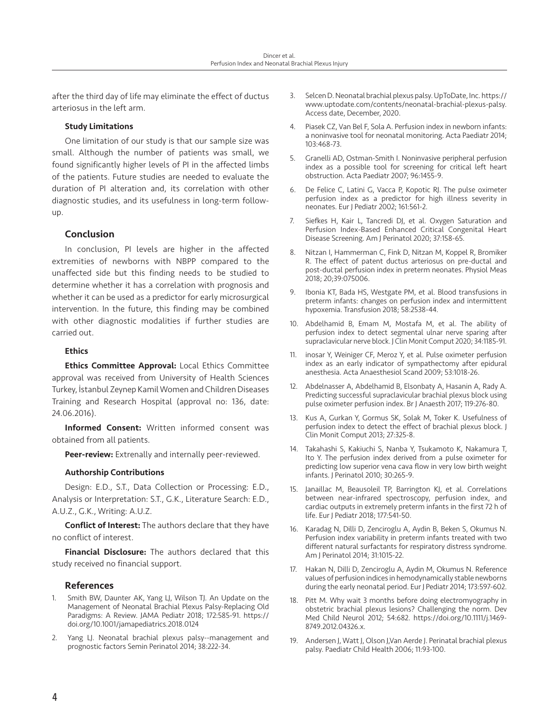after the third day of life may eliminate the effect of ductus arteriosus in the left arm.

### Study Limitations

One limitation of our study is that our sample size was small. Although the number of patients was small, we found significantly higher levels of PI in the affected limbs of the patients. Future studies are needed to evaluate the duration of PI alteration and, its correlation with other diagnostic studies, and its usefulness in long-term follow-up.

## Conclusion

In conclusion, PI levels are higher in the affected extremities of newborns with NBPP compared to the unaffected side but this finding needs to be studied to determine whether it has a correlation with prognosis and whether it can be used as a predictor for early microsurgical intervention. In the future, this finding may be combined with other diagnostic modalities if further studies are carried out.

### Ethics

**Ethics Committee Approval:** Local Ethics Committee approval was received from University of Health Sciences Turkey, İstanbul Zeynep Kamil Women and Children Diseases Training and Research Hospital (approval no: 136, date: 24.06.2016).

**Informed Consent:** Written informed consent was obtained from all patients.

**Peer-review:** Extrenally and internally peer-reviewed.

### Authorship Contributions

Design: E.D., S.T., Data Collection or Processing: E.D., Analysis or Interpretation: S.T., G.K., Literature Search: E.D., A.U.Z., G.K., Writing: A.U.Z.

**Conflict of Interest:** The authors declare that they have no conflict of interest.

**Financial Disclosure:** The authors declared that this study received no financial support.

## References

1. Smith BW, Daunter AK, Yang LJ, Wilson TJ. An Update on the Management of Neonatal Brachial Plexus Palsy-Replacing Old Paradigms: A Review. JAMA Pediatr 2018; 172:585-91. https://doi.org/10.1001/jamapediatrics.2018.0124
2. Yang LJ. Neonatal brachial plexus palsy--management and prognostic factors Semin Perinatol 2014; 38:222-34.
3. Selcen D. Neonatal brachial plexus palsy. UpToDate, Inc. https://www.uptodate.com/contents/neonatal-brachial-plexus-palsy. Access date, December, 2020.
4. Piasek CZ, Van Bel F, Sola A. Perfusion index in newborn infants: a noninvasive tool for neonatal monitoring. Acta Paediatr 2014; 103:468-73.
5. Granelli AD, Ostman-Smith I. Noninvasive peripheral perfusion index as a possible tool for screening for critical left heart obstruction. Acta Paediatr 2007; 96:1455-9.
6. De Felice C, Latini G, Vacca P, Kopotic RJ. The pulse oximeter perfusion index as a predictor for high illness severity in neonates. Eur J Pediatr 2002; 161:561-2.
7. Siefkes H, Kair L, Tancredi DJ, et al. Oxygen Saturation and Perfusion Index-Based Enhanced Critical Congenital Heart Disease Screening. Am J Perinatol 2020; 37:158-65.
8. Nitzan I, Hammerman C, Fink D, Nitzan M, Koppel R, Bromiker R. The effect of patent ductus arteriosus on pre-ductal and post-ductal perfusion index in preterm neonates. Physiol Meas 2018; 20;39:075006.
9. Ibonia KT, Bada HS, Westgate PM, et al. Blood transfusions in preterm infants: changes on perfusion index and intermittent hypoxemia. Transfusion 2018; 58:2538-44.
10. Abdelhamid B, Emam M, Mostafa M, et al. The ability of perfusion index to detect segmental ulnar nerve sparing after supraclavicular nerve block. J Clin Monit Comput 2020; 34:1185-91.
11. inosar Y, Weiniger CF, Meroz Y, et al. Pulse oximeter perfusion index as an early indicator of sympathectomy after epidural anesthesia. Acta Anaesthesiol Scand 2009; 53:1018-26.
12. Abdelnasser A, Abdelhamid B, Elsonbaty A, Hasanin A, Rady A. Predicting successful supraclavicular brachial plexus block using pulse oximeter perfusion index. Br J Anaesth 2017; 119:276-80.
13. Kus A, Gurkan Y, Gormus SK, Solak M, Toker K. Usefulness of perfusion index to detect the effect of brachial plexus block. J Clin Monit Comput 2013; 27:325-8.
14. Takahashi S, Kakiuchi S, Nanba Y, Tsukamoto K, Nakamura T, Ito Y. The perfusion index derived from a pulse oximeter for predicting low superior vena cava flow in very low birth weight infants. J Perinatol 2010; 30:265-9.
15. Janaillac M, Beausoleil TP, Barrington KJ, et al. Correlations between near-infrared spectroscopy, perfusion index, and cardiac outputs in extremely preterm infants in the first 72 h of life. Eur J Pediatr 2018; 177:541-50.
16. Karadag N, Dilli D, Zenciroglu A, Aydin B, Beken S, Okumus N. Perfusion index variability in preterm infants treated with two different natural surfactants for respiratory distress syndrome. Am J Perinatol 2014; 31:1015-22.
17. Hakan N, Dilli D, Zenciroglu A, Aydin M, Okumus N. Reference values of perfusion indices in hemodynamically stable newborns during the early neonatal period. Eur J Pediatr 2014; 173:597-602.
18. Pitt M. Why wait 3 months before doing electromyography in obstetric brachial plexus lesions? Challenging the norm. Dev Med Child Neurol 2012; 54:682. https://doi.org/10.1111/j.1469-8749.2012.04326.x.
19. Andersen J, Watt J, Olson J,Van Aerde J. Perinatal brachial plexus palsy. Paediatr Child Health 2006; 11:93-100.